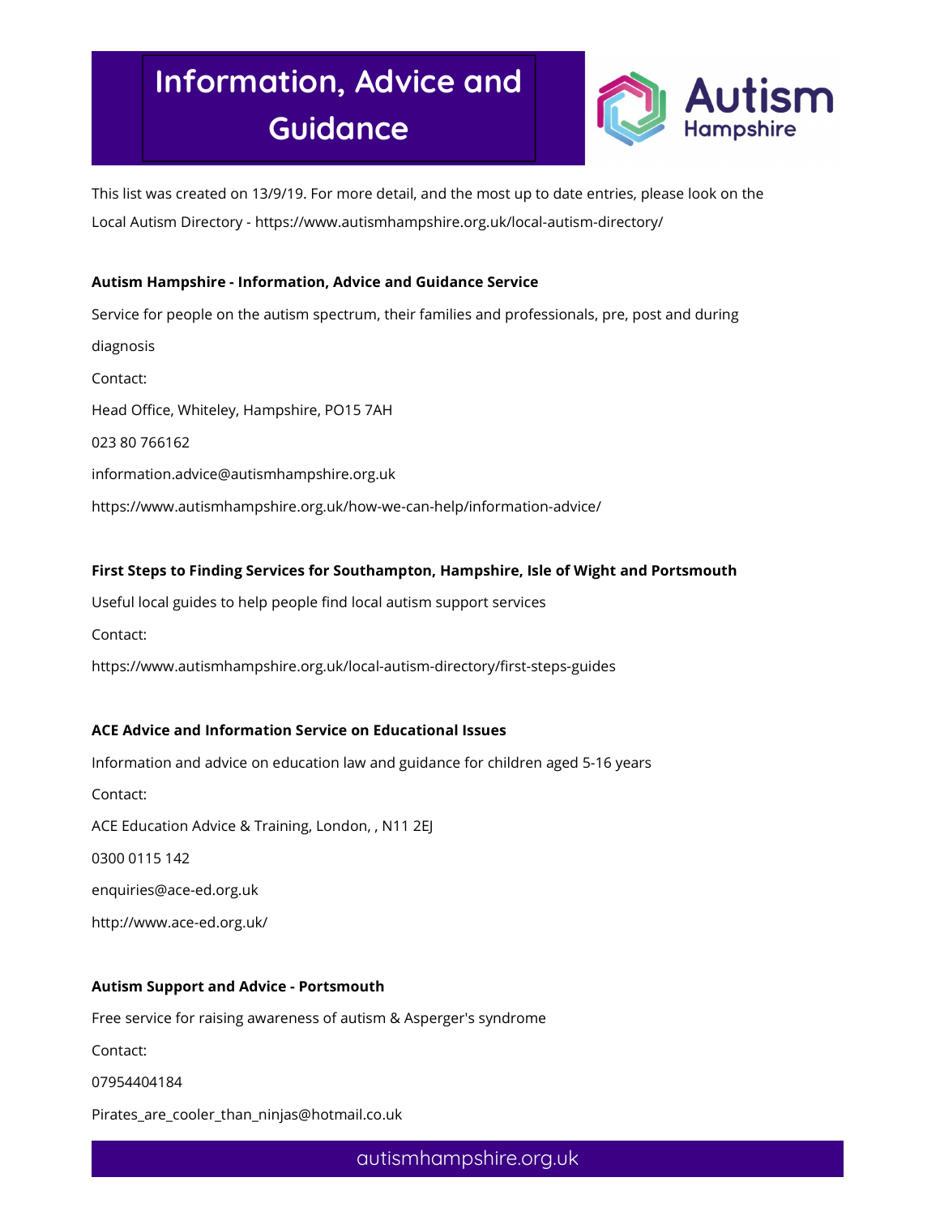# Information, Advice and Guidance

Autism Hampshire

This list was created on 13/9/19. For more detail, and the most up to date entries, please look on the Local Autism Directory - https://www.autismhampshire.org.uk/local-autism-directory/

**Autism Hampshire - Information, Advice and Guidance Service**

Service for people on the autism spectrum, their families and professionals, pre, post and during diagnosis

Contact:

Head Office, Whiteley, Hampshire, PO15 7AH

023 80 766162

information.advice@autismhampshire.org.uk

https://www.autismhampshire.org.uk/how-we-can-help/information-advice/

**First Steps to Finding Services for Southampton, Hampshire, Isle of Wight and Portsmouth**

Useful local guides to help people find local autism support services

Contact:

https://www.autismhampshire.org.uk/local-autism-directory/first-steps-guides

**ACE Advice and Information Service on Educational Issues**

Information and advice on education law and guidance for children aged 5-16 years

Contact:

ACE Education Advice & Training, London, , N11 2EJ

0300 0115 142

enquiries@ace-ed.org.uk

http://www.ace-ed.org.uk/

**Autism Support and Advice - Portsmouth**

Free service for raising awareness of autism & Asperger's syndrome

Contact:

07954404184

Pirates_are_cooler_than_ninjas@hotmail.co.uk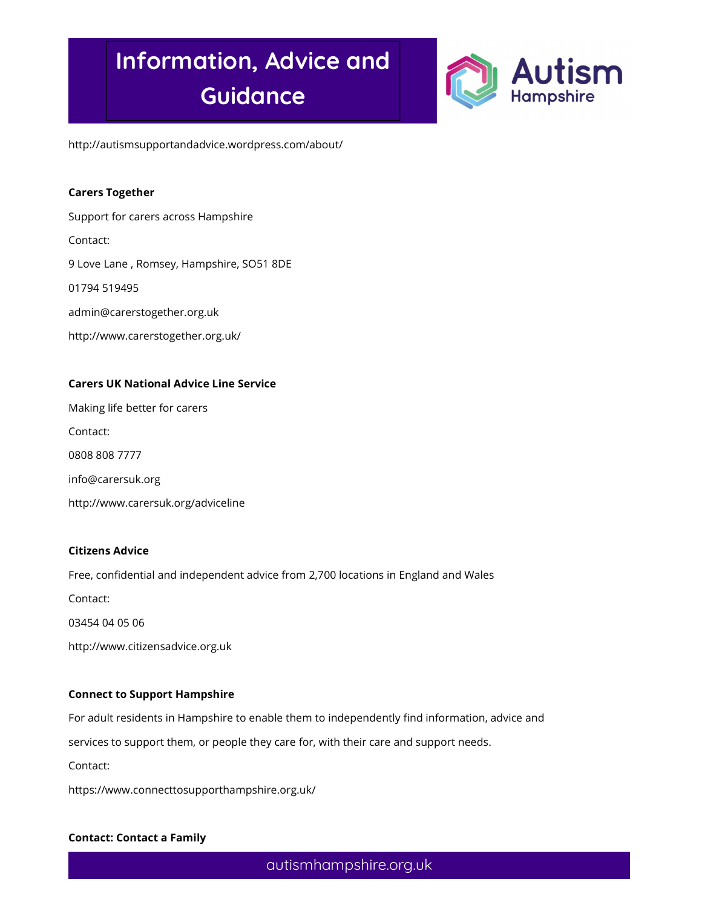http://autismsupportandadvice.wordpress.com/about/

**Carers Together**

Support for carers across Hampshire

Contact:

9 Love Lane , Romsey, Hampshire, SO51 8DE

01794 519495

admin@carerstogether.org.uk

http://www.carerstogether.org.uk/

**Carers UK National Advice Line Service**

Making life better for carers

Contact:

0808 808 7777

info@carersuk.org

http://www.carersuk.org/adviceline

**Citizens Advice**

Free, confidential and independent advice from 2,700 locations in England and Wales

Contact:

03454 04 05 06

http://www.citizensadvice.org.uk

**Connect to Support Hampshire**

For adult residents in Hampshire to enable them to independently find information, advice and services to support them, or people they care for, with their care and support needs.

Contact:

https://www.connecttosupporthampshire.org.uk/

**Contact: Contact a Family**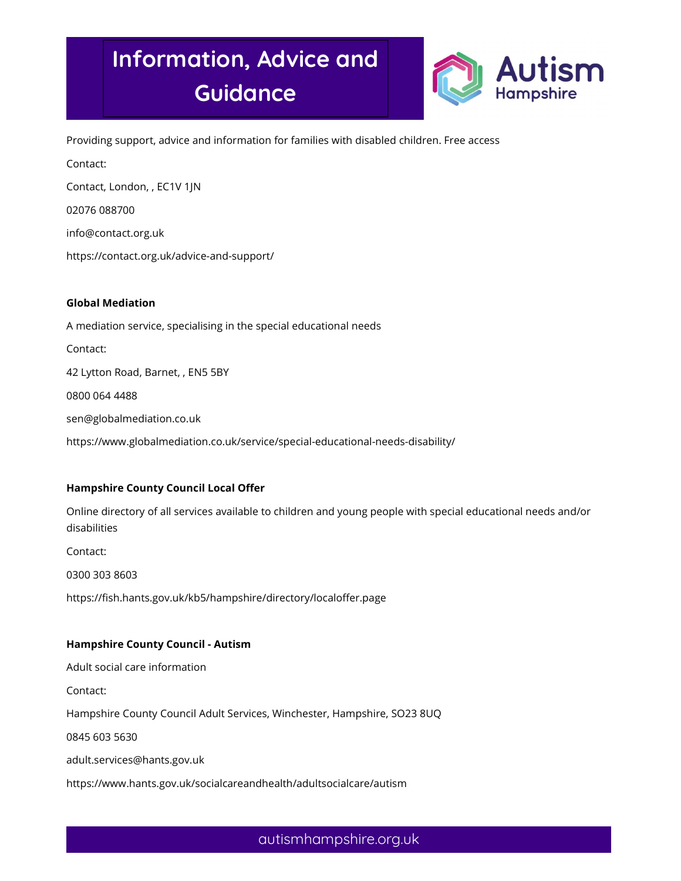Providing support, advice and information for families with disabled children. Free access

Contact:

Contact, London, , EC1V 1JN

02076 088700

info@contact.org.uk

https://contact.org.uk/advice-and-support/

**Global Mediation**

A mediation service, specialising in the special educational needs

Contact:

42 Lytton Road, Barnet, , EN5 5BY

0800 064 4488

sen@globalmediation.co.uk

https://www.globalmediation.co.uk/service/special-educational-needs-disability/

**Hampshire County Council Local Offer**

Online directory of all services available to children and young people with special educational needs and/or disabilities

Contact:

0300 303 8603

https://fish.hants.gov.uk/kb5/hampshire/directory/localoffer.page

**Hampshire County Council - Autism**

Adult social care information

Contact:

Hampshire County Council Adult Services, Winchester, Hampshire, SO23 8UQ

0845 603 5630

adult.services@hants.gov.uk

https://www.hants.gov.uk/socialcareandhealth/adultsocialcare/autism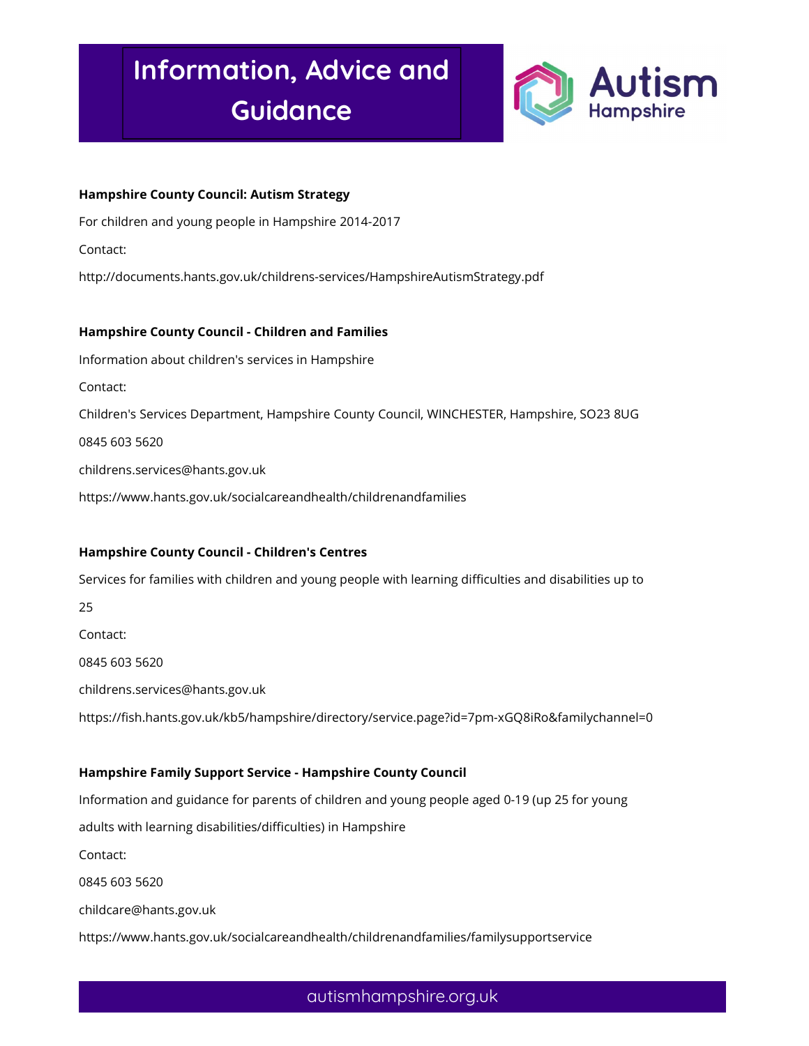# Information, Advice and Guidance

**Hampshire County Council: Autism Strategy**

For children and young people in Hampshire 2014-2017

Contact:

http://documents.hants.gov.uk/childrens-services/HampshireAutismStrategy.pdf

**Hampshire County Council - Children and Families**

Information about children's services in Hampshire

Contact:

Children's Services Department, Hampshire County Council, WINCHESTER, Hampshire, SO23 8UG

0845 603 5620

childrens.services@hants.gov.uk

https://www.hants.gov.uk/socialcareandhealth/childrenandfamilies

**Hampshire County Council - Children's Centres**

Services for families with children and young people with learning difficulties and disabilities up to 25

Contact:

0845 603 5620

childrens.services@hants.gov.uk

https://fish.hants.gov.uk/kb5/hampshire/directory/service.page?id=7pm-xGQ8iRo&familychannel=0

**Hampshire Family Support Service - Hampshire County Council**

Information and guidance for parents of children and young people aged 0-19 (up 25 for young adults with learning disabilities/difficulties) in Hampshire

Contact:

0845 603 5620

childcare@hants.gov.uk

https://www.hants.gov.uk/socialcareandhealth/childrenandfamilies/familysupportservice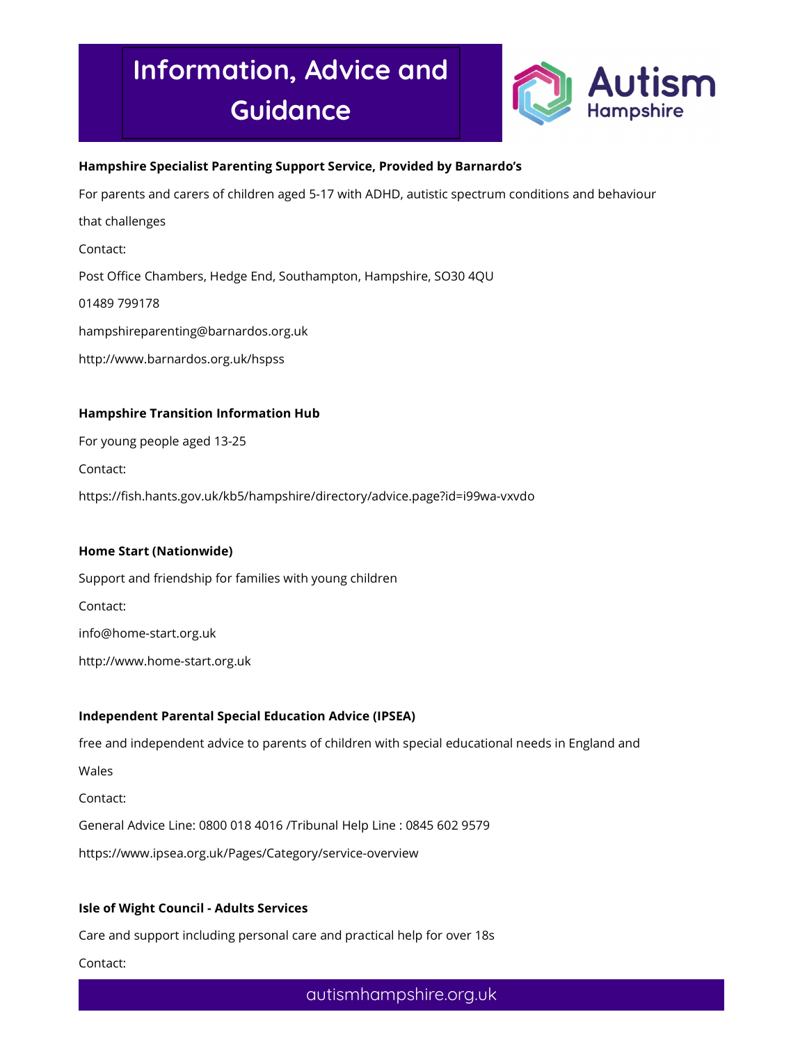# Information, Advice and Guidance

**Hampshire Specialist Parenting Support Service, Provided by Barnardo's**

For parents and carers of children aged 5-17 with ADHD, autistic spectrum conditions and behaviour that challenges

Contact:

Post Office Chambers, Hedge End, Southampton, Hampshire, SO30 4QU

01489 799178

hampshireparenting@barnardos.org.uk

http://www.barnardos.org.uk/hspss

**Hampshire Transition Information Hub**

For young people aged 13-25

Contact:

https://fish.hants.gov.uk/kb5/hampshire/directory/advice.page?id=i99wa-vxvdo

**Home Start (Nationwide)**

Support and friendship for families with young children

Contact:

info@home-start.org.uk

http://www.home-start.org.uk

**Independent Parental Special Education Advice (IPSEA)**

free and independent advice to parents of children with special educational needs in England and Wales

Contact:

General Advice Line: 0800 018 4016 /Tribunal Help Line : 0845 602 9579

https://www.ipsea.org.uk/Pages/Category/service-overview

**Isle of Wight Council - Adults Services**

Care and support including personal care and practical help for over 18s

Contact: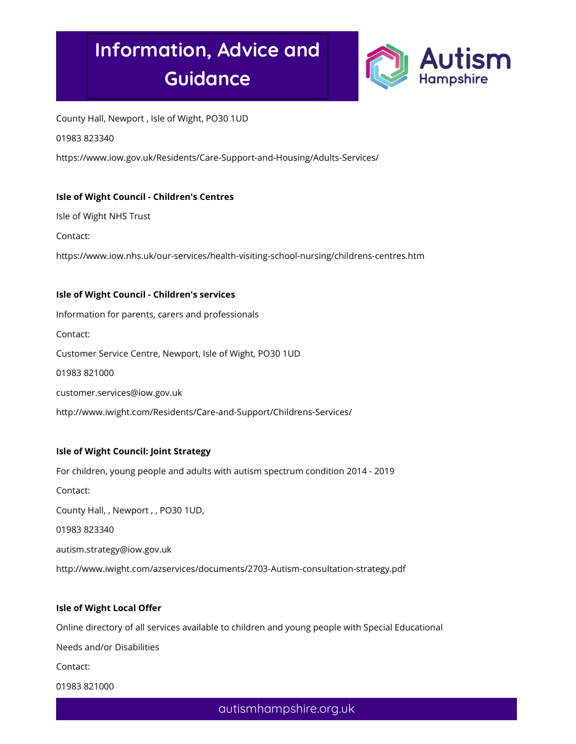County Hall, Newport , Isle of Wight, PO30 1UD

01983 823340

https://www.iow.gov.uk/Residents/Care-Support-and-Housing/Adults-Services/

**Isle of Wight Council - Children's Centres**

Isle of Wight NHS Trust

Contact:

https://www.iow.nhs.uk/our-services/health-visiting-school-nursing/childrens-centres.htm

**Isle of Wight Council - Children's services**

Information for parents, carers and professionals

Contact:

Customer Service Centre, Newport, Isle of Wight, PO30 1UD

01983 821000

customer.services@iow.gov.uk

http://www.iwight.com/Residents/Care-and-Support/Childrens-Services/

**Isle of Wight Council: Joint Strategy**

For children, young people and adults with autism spectrum condition 2014 - 2019

Contact:

County Hall, , Newport , , PO30 1UD,

01983 823340

autism.strategy@iow.gov.uk

http://www.iwight.com/azservices/documents/2703-Autism-consultation-strategy.pdf

**Isle of Wight Local Offer**

Online directory of all services available to children and young people with Special Educational

Needs and/or Disabilities

Contact:

01983 821000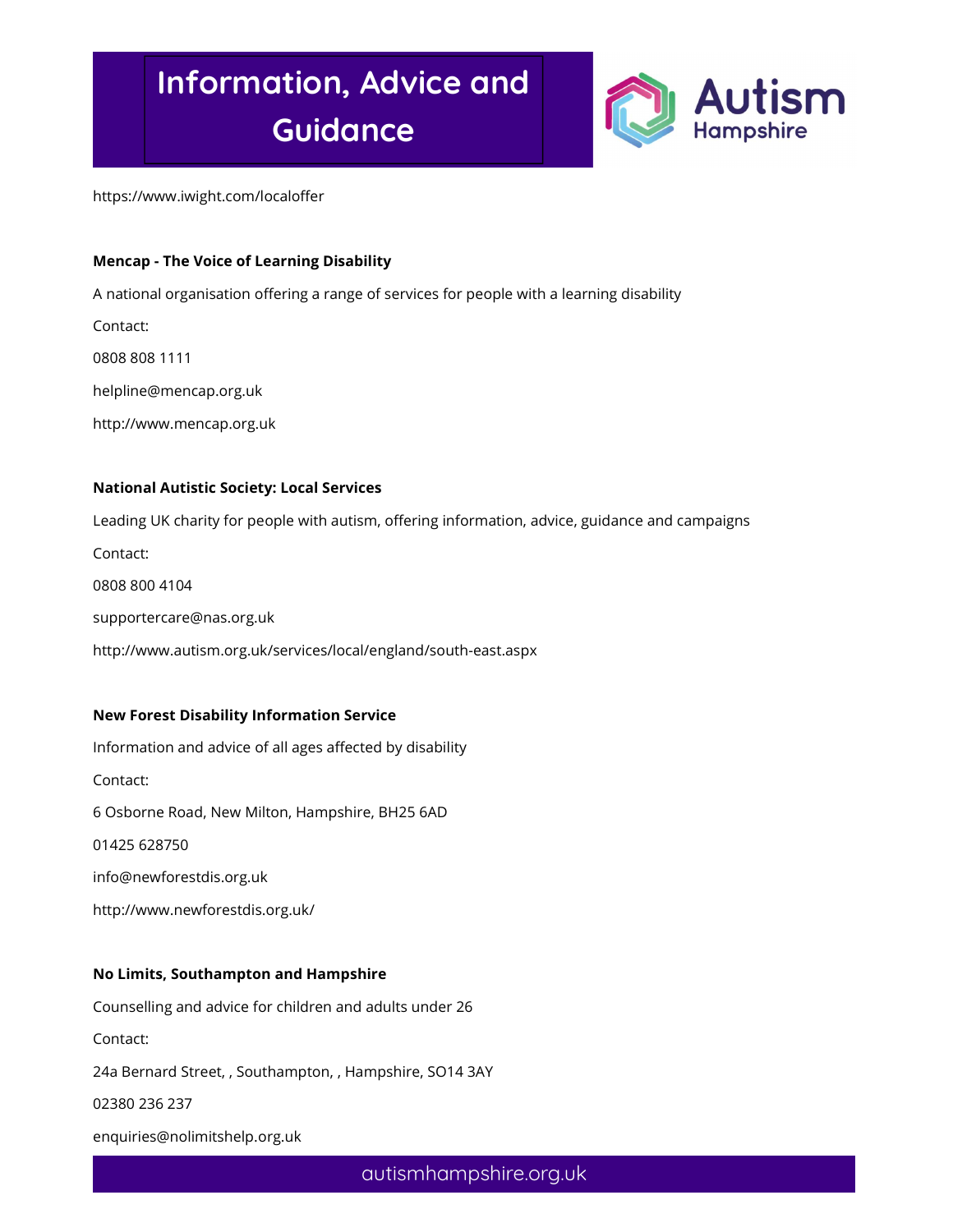https://www.iwight.com/localoffer

**Mencap - The Voice of Learning Disability**

A national organisation offering a range of services for people with a learning disability

Contact:

0808 808 1111

helpline@mencap.org.uk

http://www.mencap.org.uk

**National Autistic Society: Local Services**

Leading UK charity for people with autism, offering information, advice, guidance and campaigns

Contact:

0808 800 4104

supportercare@nas.org.uk

http://www.autism.org.uk/services/local/england/south-east.aspx

**New Forest Disability Information Service**

Information and advice of all ages affected by disability

Contact:

6 Osborne Road, New Milton, Hampshire, BH25 6AD

01425 628750

info@newforestdis.org.uk

http://www.newforestdis.org.uk/

**No Limits, Southampton and Hampshire**

Counselling and advice for children and adults under 26

Contact:

24a Bernard Street, , Southampton, , Hampshire, SO14 3AY

02380 236 237

enquiries@nolimitshelp.org.uk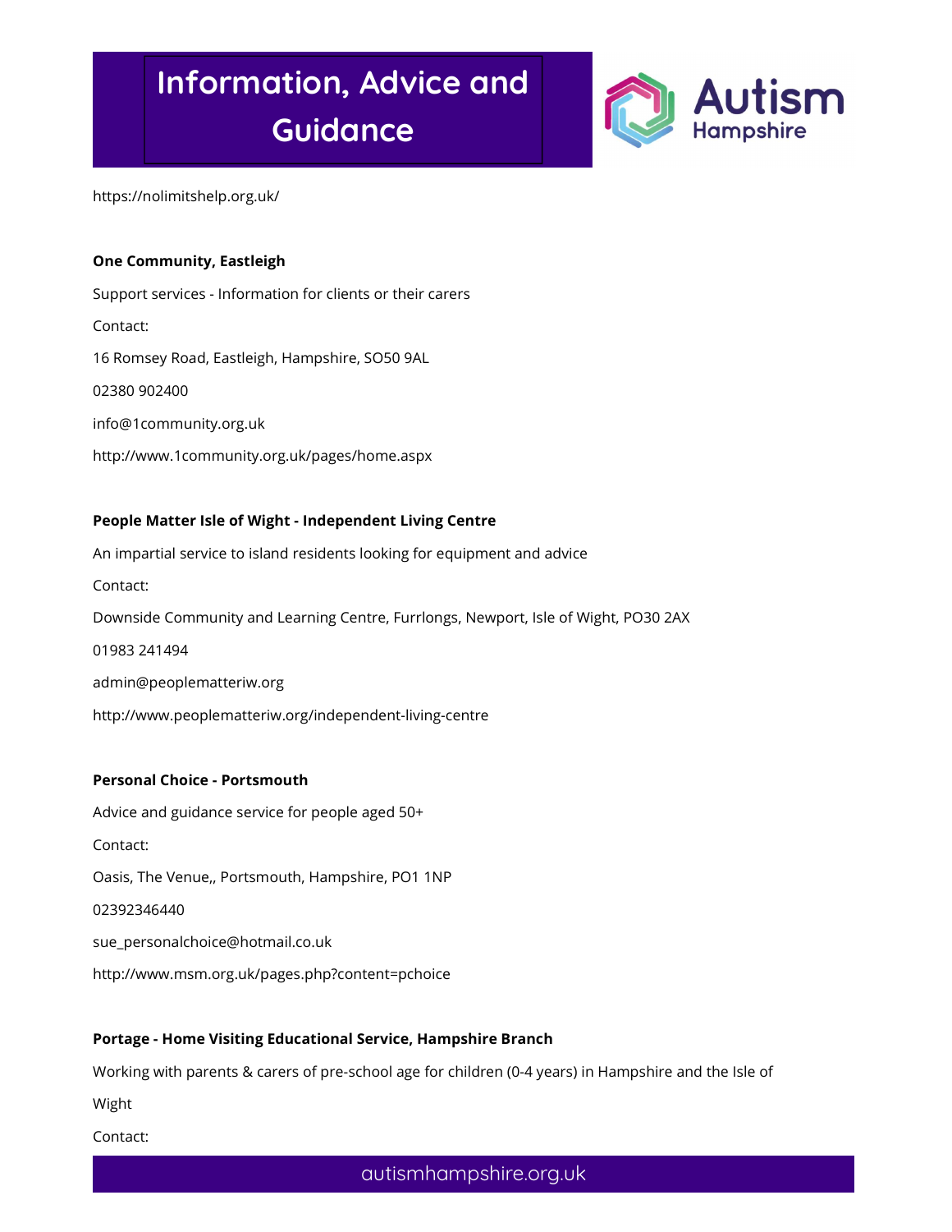https://nolimitshelp.org.uk/

**One Community, Eastleigh**

Support services - Information for clients or their carers

Contact:

16 Romsey Road, Eastleigh, Hampshire, SO50 9AL

02380 902400

info@1community.org.uk

http://www.1community.org.uk/pages/home.aspx

**People Matter Isle of Wight - Independent Living Centre**

An impartial service to island residents looking for equipment and advice

Contact:

Downside Community and Learning Centre, Furrlongs, Newport, Isle of Wight, PO30 2AX

01983 241494

admin@peoplematteriw.org

http://www.peoplematteriw.org/independent-living-centre

**Personal Choice - Portsmouth**

Advice and guidance service for people aged 50+

Contact:

Oasis, The Venue,, Portsmouth, Hampshire, PO1 1NP

02392346440

sue_personalchoice@hotmail.co.uk

http://www.msm.org.uk/pages.php?content=pchoice

**Portage - Home Visiting Educational Service, Hampshire Branch**

Working with parents & carers of pre-school age for children (0-4 years) in Hampshire and the Isle of Wight

Contact: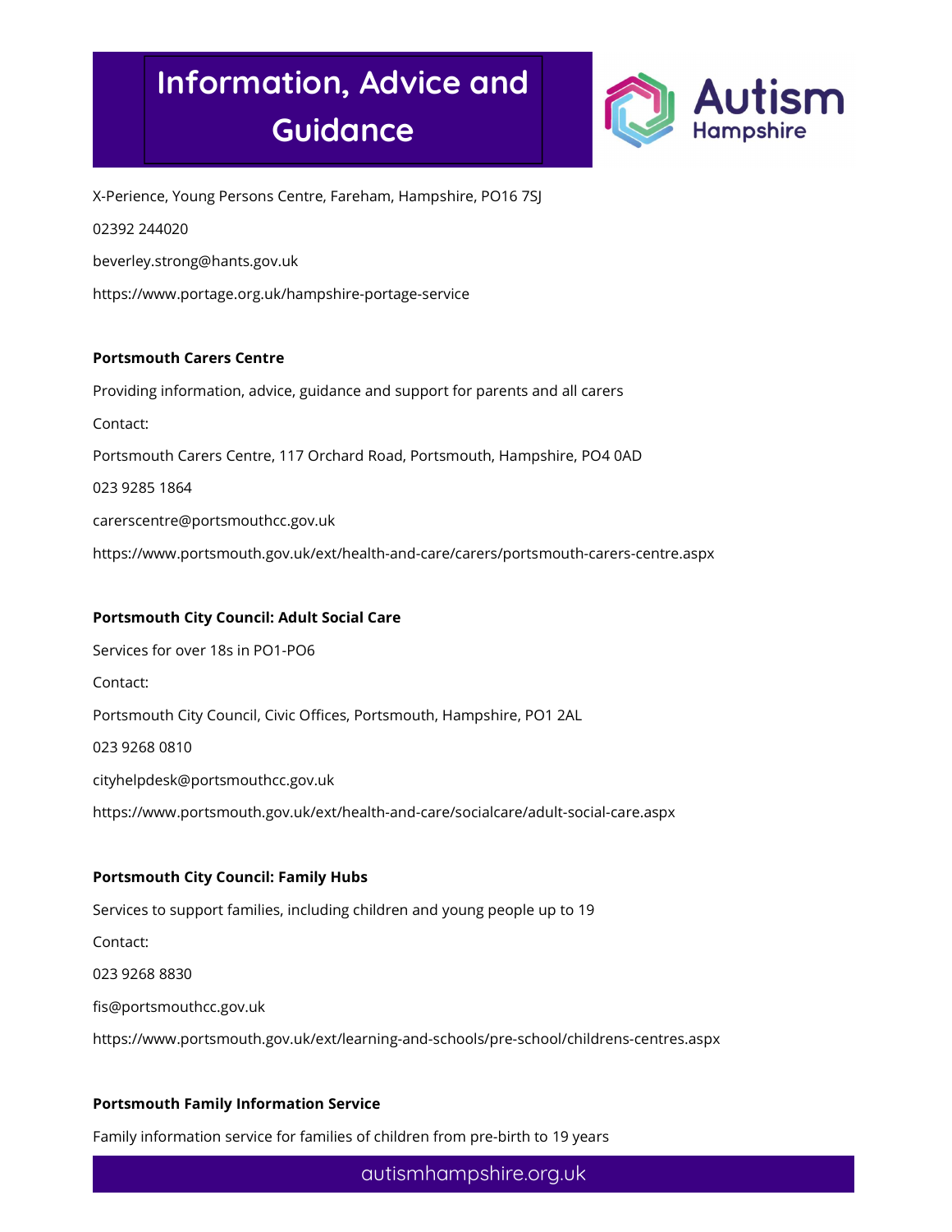X-Perience, Young Persons Centre, Fareham, Hampshire, PO16 7SJ

02392 244020

beverley.strong@hants.gov.uk

https://www.portage.org.uk/hampshire-portage-service

**Portsmouth Carers Centre**

Providing information, advice, guidance and support for parents and all carers

Contact:

Portsmouth Carers Centre, 117 Orchard Road, Portsmouth, Hampshire, PO4 0AD

023 9285 1864

carerscentre@portsmouthcc.gov.uk

https://www.portsmouth.gov.uk/ext/health-and-care/carers/portsmouth-carers-centre.aspx

**Portsmouth City Council: Adult Social Care**

Services for over 18s in PO1-PO6

Contact:

Portsmouth City Council, Civic Offices, Portsmouth, Hampshire, PO1 2AL

023 9268 0810

cityhelpdesk@portsmouthcc.gov.uk

https://www.portsmouth.gov.uk/ext/health-and-care/socialcare/adult-social-care.aspx

**Portsmouth City Council: Family Hubs**

Services to support families, including children and young people up to 19

Contact:

023 9268 8830

fis@portsmouthcc.gov.uk

https://www.portsmouth.gov.uk/ext/learning-and-schools/pre-school/childrens-centres.aspx

**Portsmouth Family Information Service**

Family information service for families of children from pre-birth to 19 years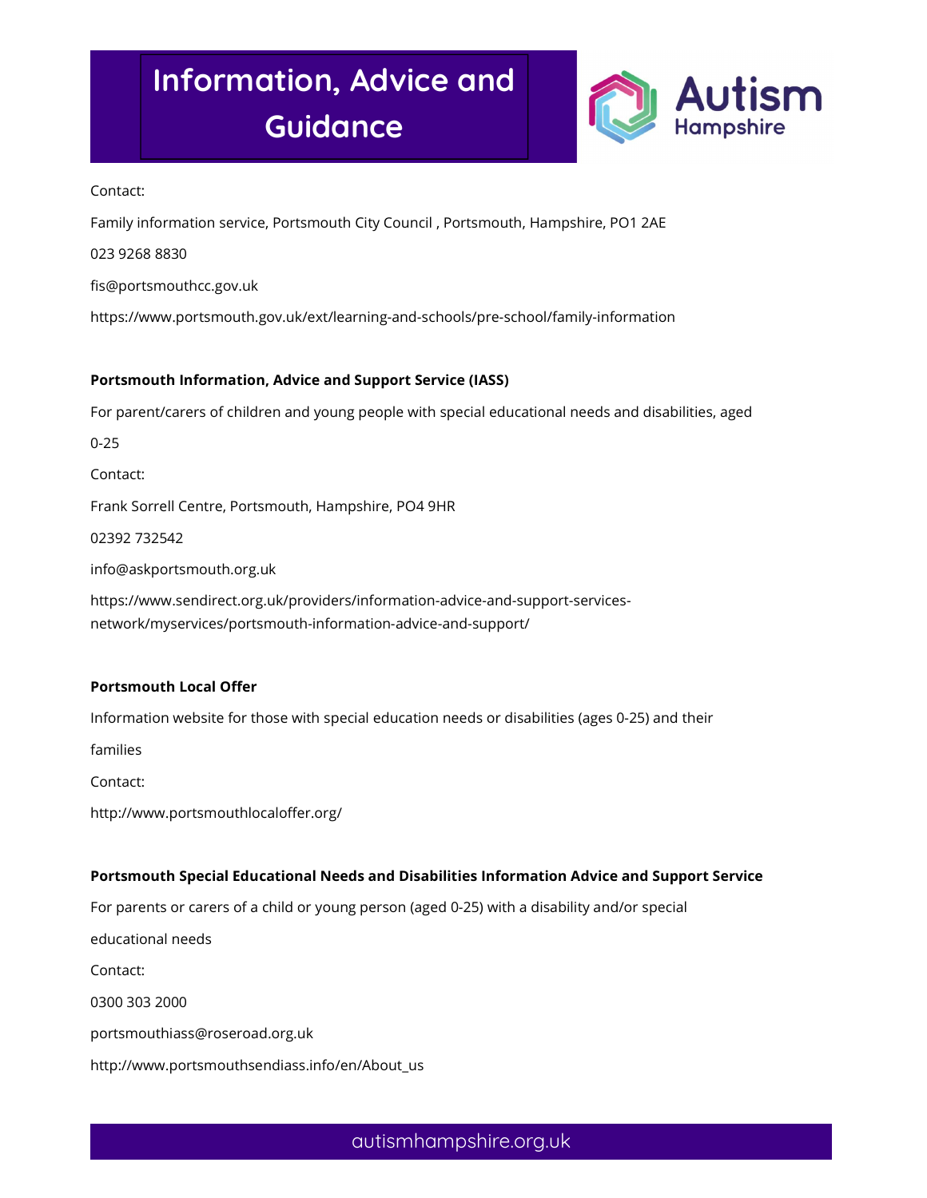Contact:

Family information service, Portsmouth City Council , Portsmouth, Hampshire, PO1 2AE

023 9268 8830

fis@portsmouthcc.gov.uk

https://www.portsmouth.gov.uk/ext/learning-and-schools/pre-school/family-information

**Portsmouth Information, Advice and Support Service (IASS)**

For parent/carers of children and young people with special educational needs and disabilities, aged 0-25

Contact:

Frank Sorrell Centre, Portsmouth, Hampshire, PO4 9HR

02392 732542

info@askportsmouth.org.uk

https://www.sendirect.org.uk/providers/information-advice-and-support-services-network/myservices/portsmouth-information-advice-and-support/

**Portsmouth Local Offer**

Information website for those with special education needs or disabilities (ages 0-25) and their families

Contact:

http://www.portsmouthlocaloffer.org/

**Portsmouth Special Educational Needs and Disabilities Information Advice and Support Service**

For parents or carers of a child or young person (aged 0-25) with a disability and/or special educational needs

Contact:

0300 303 2000

portsmouthiass@roseroad.org.uk

http://www.portsmouthsendiass.info/en/About_us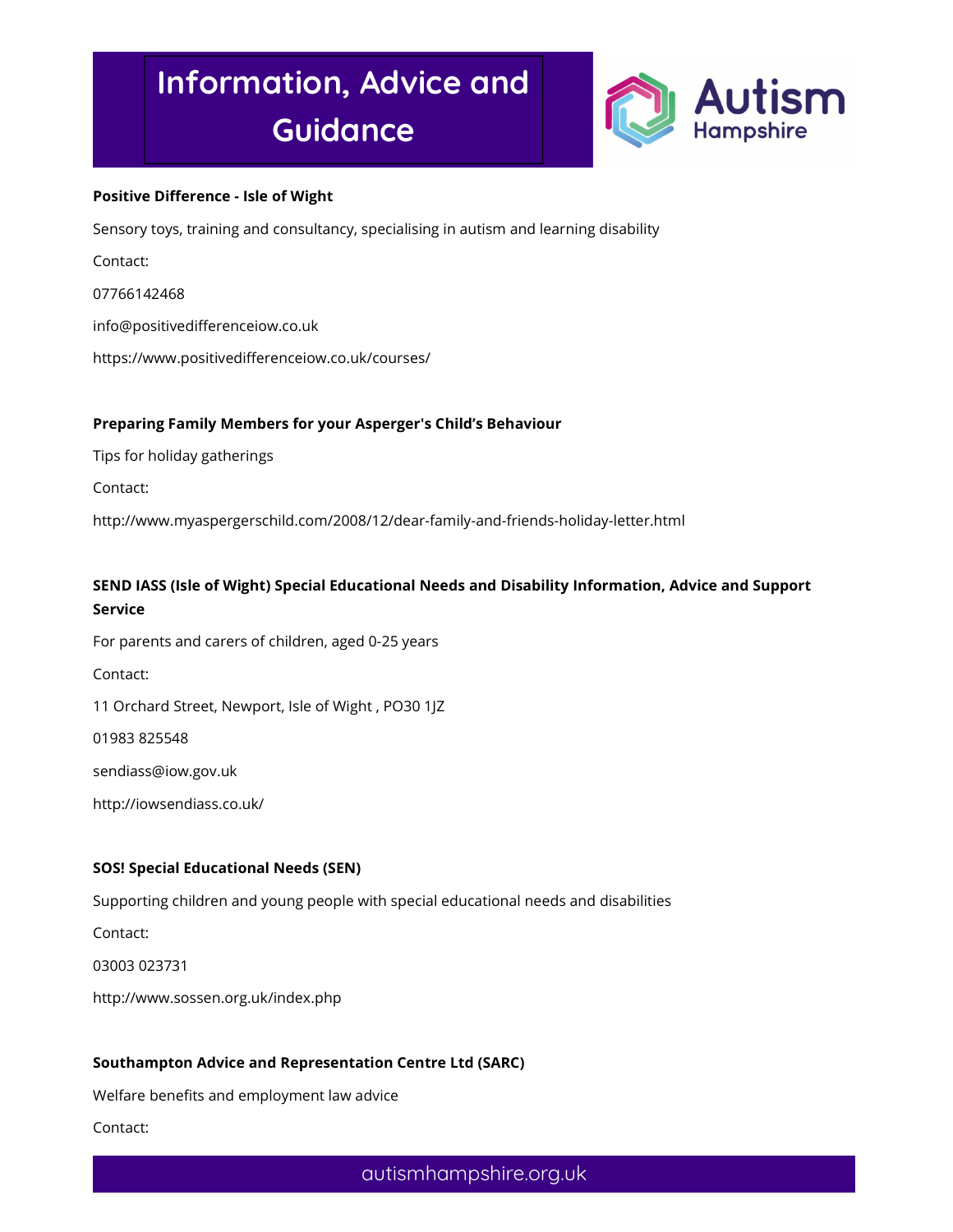**Positive Difference - Isle of Wight**

Sensory toys, training and consultancy, specialising in autism and learning disability

Contact:

07766142468

info@positivedifferenceiow.co.uk

https://www.positivedifferenceiow.co.uk/courses/

**Preparing Family Members for your Asperger's Child's Behaviour**

Tips for holiday gatherings

Contact:

http://www.myaspergerschild.com/2008/12/dear-family-and-friends-holiday-letter.html

**SEND IASS (Isle of Wight) Special Educational Needs and Disability Information, Advice and Support Service**

For parents and carers of children, aged 0-25 years

Contact:

11 Orchard Street, Newport, Isle of Wight , PO30 1JZ

01983 825548

sendiass@iow.gov.uk

http://iowsendiass.co.uk/

**SOS! Special Educational Needs (SEN)**

Supporting children and young people with special educational needs and disabilities

Contact:

03003 023731

http://www.sossen.org.uk/index.php

**Southampton Advice and Representation Centre Ltd (SARC)**

Welfare benefits and employment law advice

Contact: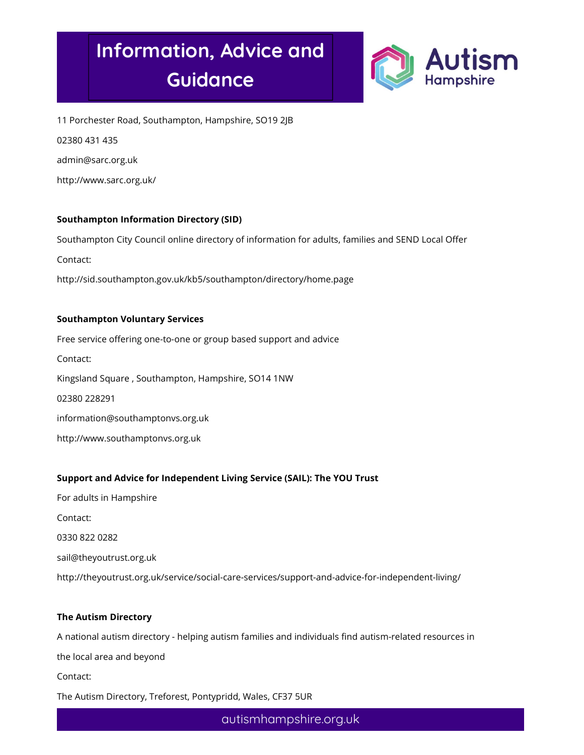# Information, Advice and Guidance

11 Porchester Road, Southampton, Hampshire, SO19 2JB

02380 431 435

admin@sarc.org.uk

http://www.sarc.org.uk/

**Southampton Information Directory (SID)**

Southampton City Council online directory of information for adults, families and SEND Local Offer

Contact:

http://sid.southampton.gov.uk/kb5/southampton/directory/home.page

**Southampton Voluntary Services**

Free service offering one-to-one or group based support and advice

Contact:

Kingsland Square , Southampton, Hampshire, SO14 1NW

02380 228291

information@southamptonvs.org.uk

http://www.southamptonvs.org.uk

**Support and Advice for Independent Living Service (SAIL): The YOU Trust**

For adults in Hampshire

Contact:

0330 822 0282

sail@theyoutrust.org.uk

http://theyoutrust.org.uk/service/social-care-services/support-and-advice-for-independent-living/

**The Autism Directory**

A national autism directory - helping autism families and individuals find autism-related resources in the local area and beyond

Contact:

The Autism Directory, Treforest, Pontypridd, Wales, CF37 5UR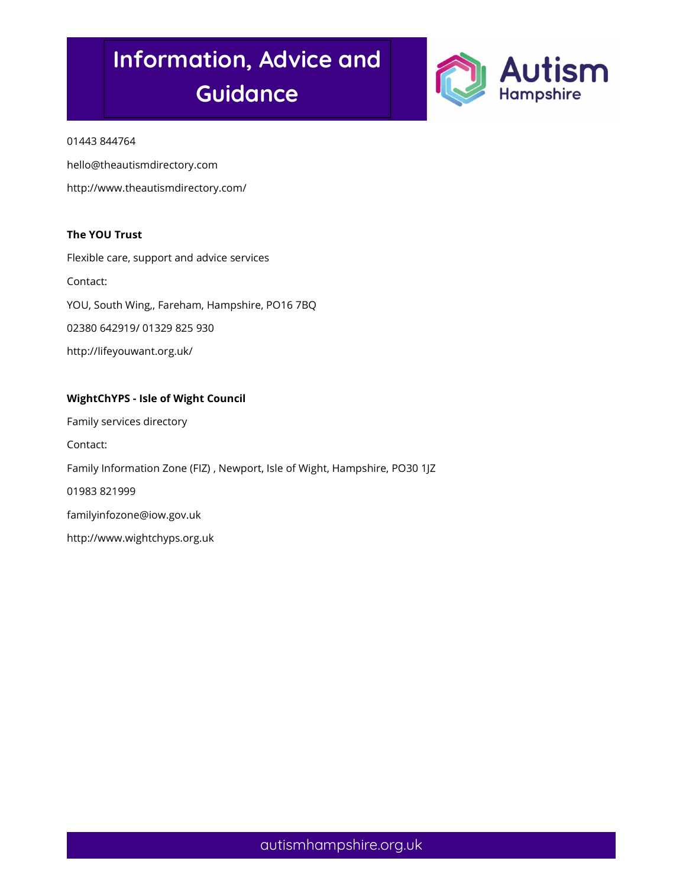01443 844764

hello@theautismdirectory.com

http://www.theautismdirectory.com/

**The YOU Trust**

Flexible care, support and advice services

Contact:

YOU, South Wing,, Fareham, Hampshire, PO16 7BQ

02380 642919/ 01329 825 930

http://lifeyouwant.org.uk/

**WightChYPS - Isle of Wight Council**

Family services directory

Contact:

Family Information Zone (FIZ) , Newport, Isle of Wight, Hampshire, PO30 1JZ

01983 821999

familyinfozone@iow.gov.uk

http://www.wightchyps.org.uk